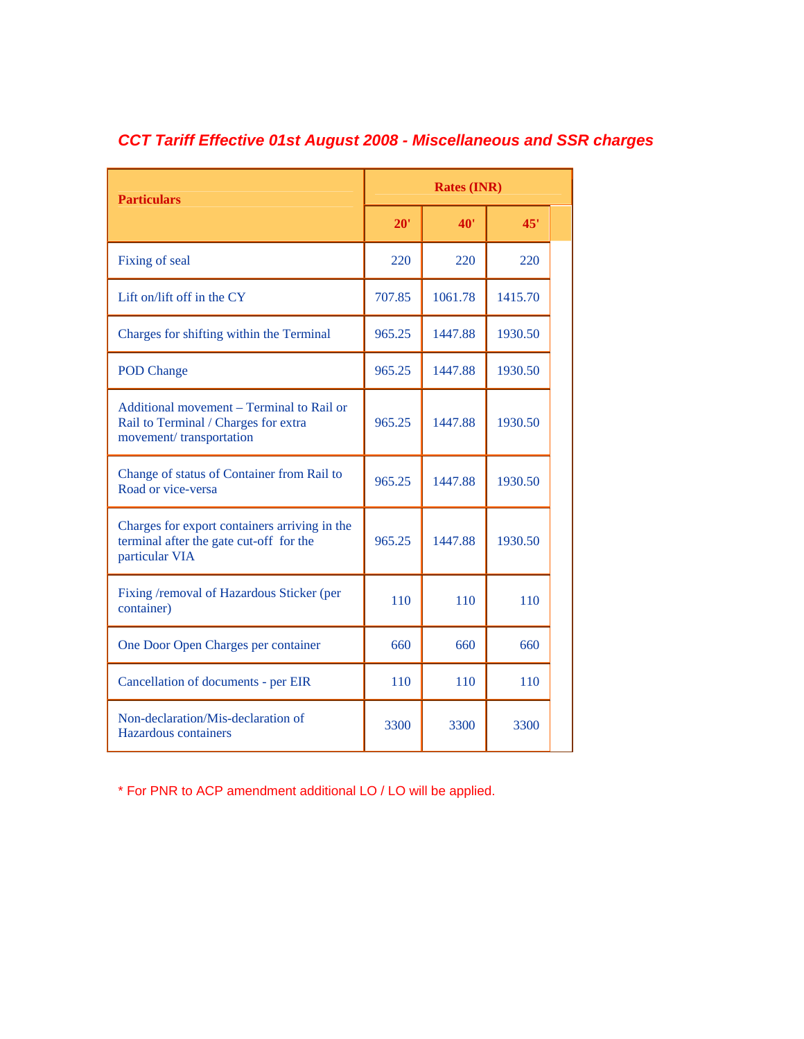## *CCT Tariff Effective 01st August 2008 - Miscellaneous and SSR charges*

| Particulars | Rates (INR) | | |
|---|---|---|---|
| | 20' | 40' | 45' |
| Fixing of seal | 220 | 220 | 220 |
| Lift on/lift off in the CY | 707.85 | 1061.78 | 1415.70 |
| Charges for shifting within the Terminal | 965.25 | 1447.88 | 1930.50 |
| POD Change | 965.25 | 1447.88 | 1930.50 |
| Additional movement – Terminal to Rail or Rail to Terminal / Charges for extra movement/ transportation | 965.25 | 1447.88 | 1930.50 |
| Change of status of Container from Rail to Road or vice-versa | 965.25 | 1447.88 | 1930.50 |
| Charges for export containers arriving in the terminal after the gate cut-off for the particular VIA | 965.25 | 1447.88 | 1930.50 |
| Fixing /removal of Hazardous Sticker (per container) | 110 | 110 | 110 |
| One Door Open Charges per container | 660 | 660 | 660 |
| Cancellation of documents - per EIR | 110 | 110 | 110 |
| Non-declaration/Mis-declaration of Hazardous containers | 3300 | 3300 | 3300 |

* For PNR to ACP amendment additional LO / LO will be applied.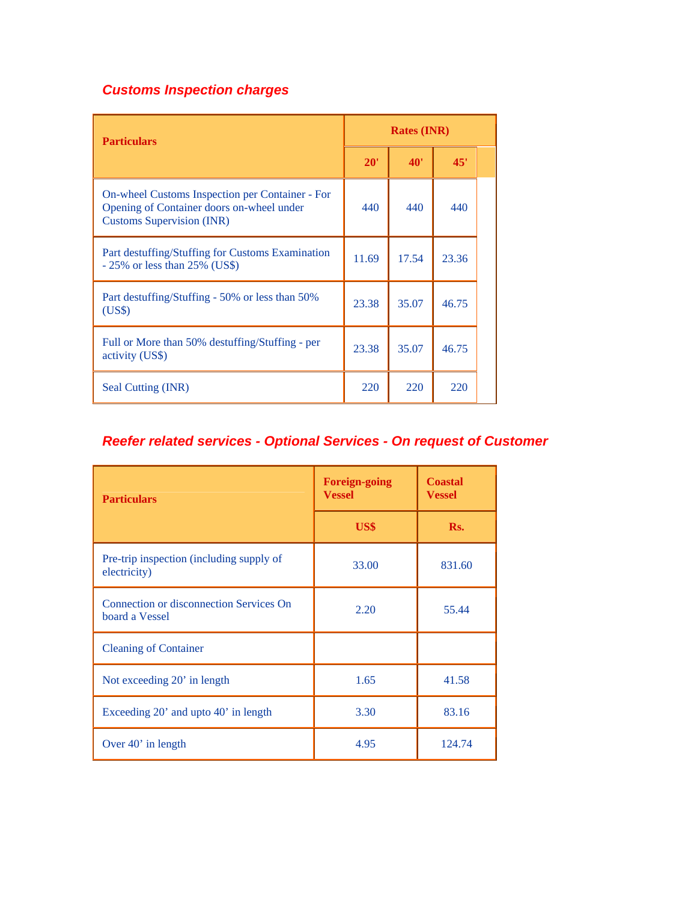### *Customs Inspection charges*

| Particulars | Rates (INR) | | |
|---|---|---|---|
| | 20' | 40' | 45' |
| On-wheel Customs Inspection per Container - For Opening of Container doors on-wheel under Customs Supervision (INR) | 440 | 440 | 440 |
| Part destuffing/Stuffing for Customs Examination - 25% or less than 25% (US$) | 11.69 | 17.54 | 23.36 |
| Part destuffing/Stuffing - 50% or less than 50% (US$) | 23.38 | 35.07 | 46.75 |
| Full or More than 50% destuffing/Stuffing - per activity (US$) | 23.38 | 35.07 | 46.75 |
| Seal Cutting (INR) | 220 | 220 | 220 |

### *Reefer related services - Optional Services - On request of Customer*

| Particulars | Foreign-going Vessel | Coastal Vessel |
|---|---|---|
| | US$ | Rs. |
| Pre-trip inspection (including supply of electricity) | 33.00 | 831.60 |
| Connection or disconnection Services On board a Vessel | 2.20 | 55.44 |
| Cleaning of Container | | |
| Not exceeding 20’ in length | 1.65 | 41.58 |
| Exceeding 20’ and upto 40’ in length | 3.30 | 83.16 |
| Over 40’ in length | 4.95 | 124.74 |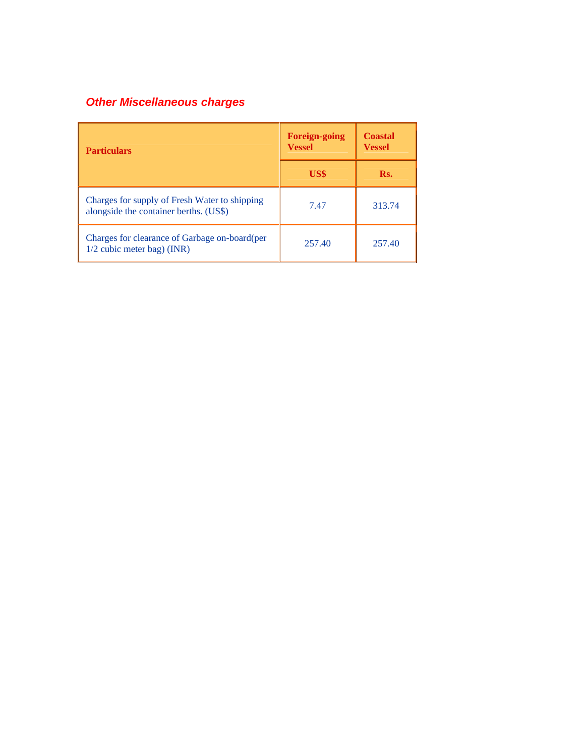## *Other Miscellaneous charges*

| Particulars | Foreign-going Vessel | Coastal Vessel |
|---|---|---|
| | US$ | Rs. |
| Charges for supply of Fresh Water to shipping alongside the container berths. (US$) | 7.47 | 313.74 |
| Charges for clearance of Garbage on-board(per 1/2 cubic meter bag) (INR) | 257.40 | 257.40 |